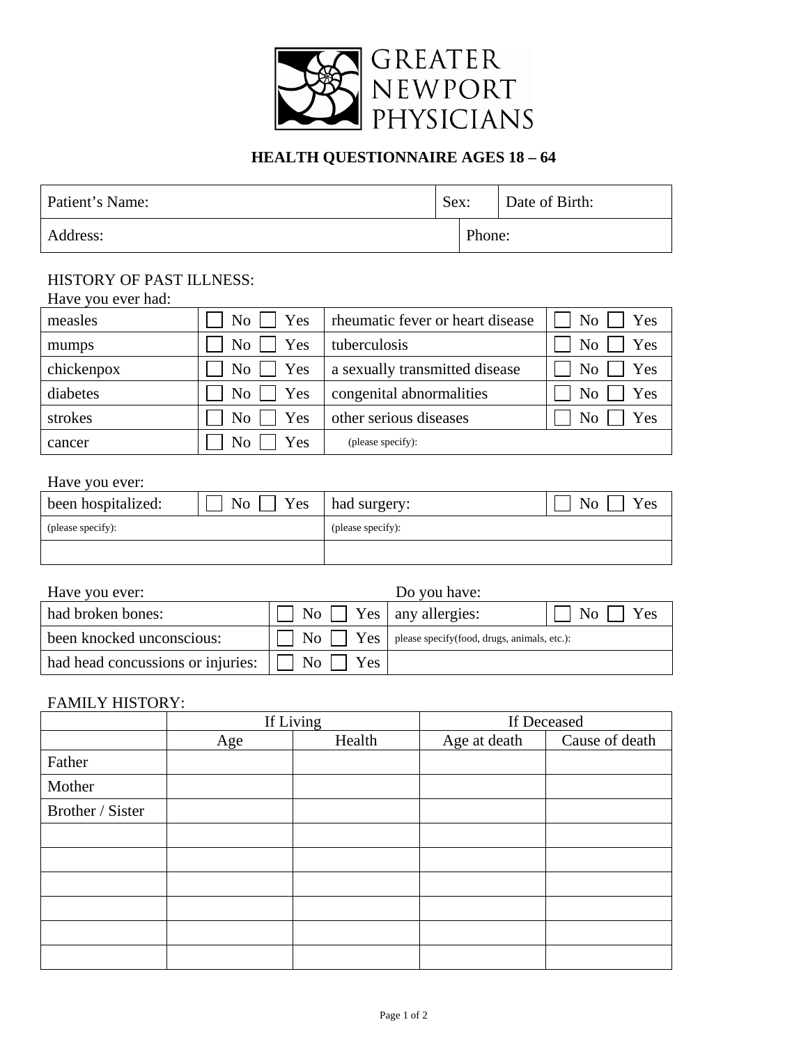GREATER NEWPORT PHYSICIANS

# HEALTH QUESTIONNAIRE AGES 18 – 64

| Patient's Name: | Sex: | Date of Birth: |
|---|---|---|
| Address: | Phone: | |

HISTORY OF PAST ILLNESS:
Have you ever had:

| | | | |
|---|---|---|---|
| measles | ☐ No ☐ Yes | rheumatic fever or heart disease | ☐ No ☐ Yes |
| mumps | ☐ No ☐ Yes | tuberculosis | ☐ No ☐ Yes |
| chickenpox | ☐ No ☐ Yes | a sexually transmitted disease | ☐ No ☐ Yes |
| diabetes | ☐ No ☐ Yes | congenital abnormalities | ☐ No ☐ Yes |
| strokes | ☐ No ☐ Yes | other serious diseases | ☐ No ☐ Yes |
| cancer | ☐ No ☐ Yes | (please specify): | |

Have you ever:

| | | | |
|---|---|---|---|
| been hospitalized: | ☐ No ☐ Yes | had surgery: | ☐ No ☐ Yes |
| (please specify): | | (please specify): | |
| | | | |

| Have you ever: | | Do you have: | |
|---|---|---|---|
| had broken bones: | ☐ No ☐ Yes | any allergies: | ☐ No ☐ Yes |
| been knocked unconscious: | ☐ No ☐ Yes | please specify(food, drugs, animals, etc.): | |
| had head concussions or injuries: | ☐ No ☐ Yes | | |

FAMILY HISTORY:

| | If Living | | If Deceased | |
|---|---|---|---|---|
| | Age | Health | Age at death | Cause of death |
| Father | | | | |
| Mother | | | | |
| Brother / Sister | | | | |
| | | | | |
| | | | | |
| | | | | |
| | | | | |
| | | | | |
| | | | | |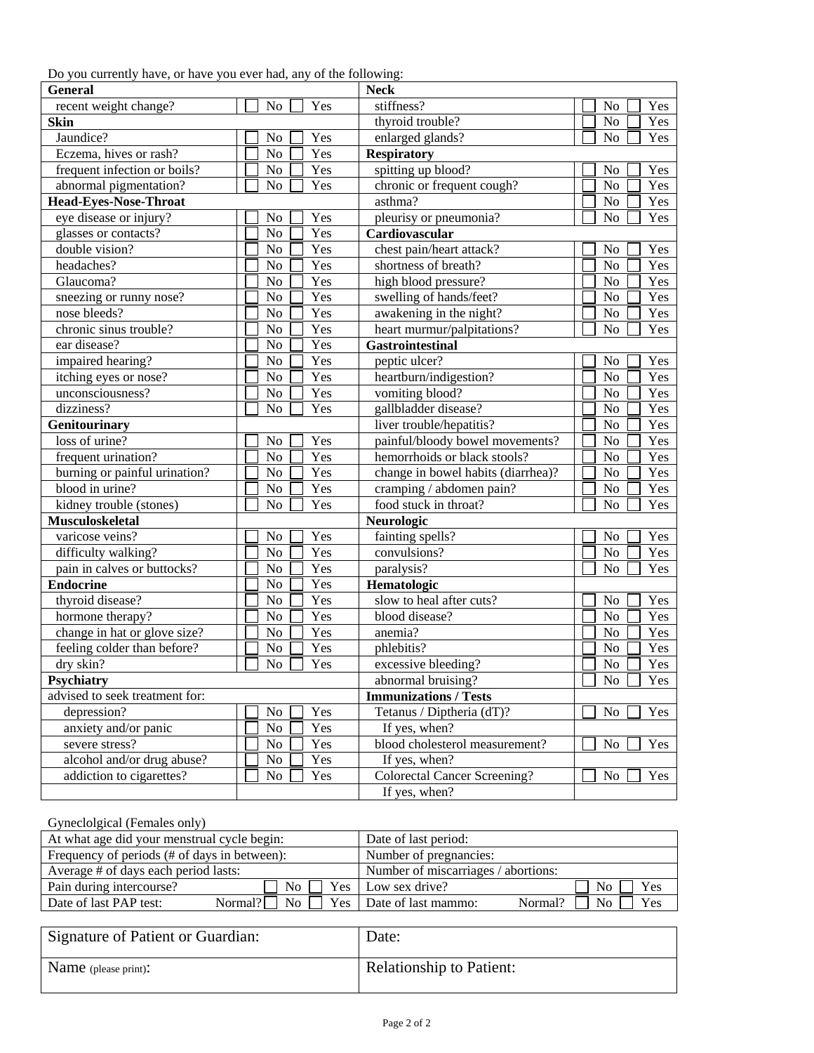Do you currently have, or have you ever had, any of the following:

| | | | |
|---|---|---|---|
| **General** | | **Neck** | |
| recent weight change? | ☐ No ☐ Yes | stiffness? | ☐ No ☐ Yes |
| **Skin** | | thyroid trouble? | ☐ No ☐ Yes |
| Jaundice? | ☐ No ☐ Yes | enlarged glands? | ☐ No ☐ Yes |
| Eczema, hives or rash? | ☐ No ☐ Yes | **Respiratory** | |
| frequent infection or boils? | ☐ No ☐ Yes | spitting up blood? | ☐ No ☐ Yes |
| abnormal pigmentation? | ☐ No ☐ Yes | chronic or frequent cough? | ☐ No ☐ Yes |
| **Head-Eyes-Nose-Throat** | | asthma? | ☐ No ☐ Yes |
| eye disease or injury? | ☐ No ☐ Yes | pleurisy or pneumonia? | ☐ No ☐ Yes |
| glasses or contacts? | ☐ No ☐ Yes | **Cardiovascular** | |
| double vision? | ☐ No ☐ Yes | chest pain/heart attack? | ☐ No ☐ Yes |
| headaches? | ☐ No ☐ Yes | shortness of breath? | ☐ No ☐ Yes |
| Glaucoma? | ☐ No ☐ Yes | high blood pressure? | ☐ No ☐ Yes |
| sneezing or runny nose? | ☐ No ☐ Yes | swelling of hands/feet? | ☐ No ☐ Yes |
| nose bleeds? | ☐ No ☐ Yes | awakening in the night? | ☐ No ☐ Yes |
| chronic sinus trouble? | ☐ No ☐ Yes | heart murmur/palpitations? | ☐ No ☐ Yes |
| ear disease? | ☐ No ☐ Yes | **Gastrointestinal** | |
| impaired hearing? | ☐ No ☐ Yes | peptic ulcer? | ☐ No ☐ Yes |
| itching eyes or nose? | ☐ No ☐ Yes | heartburn/indigestion? | ☐ No ☐ Yes |
| unconsciousness? | ☐ No ☐ Yes | vomiting blood? | ☐ No ☐ Yes |
| dizziness? | ☐ No ☐ Yes | gallbladder disease? | ☐ No ☐ Yes |
| **Genitourinary** | | liver trouble/hepatitis? | ☐ No ☐ Yes |
| loss of urine? | ☐ No ☐ Yes | painful/bloody bowel movements? | ☐ No ☐ Yes |
| frequent urination? | ☐ No ☐ Yes | hemorrhoids or black stools? | ☐ No ☐ Yes |
| burning or painful urination? | ☐ No ☐ Yes | change in bowel habits (diarrhea)? | ☐ No ☐ Yes |
| blood in urine? | ☐ No ☐ Yes | cramping / abdomen pain? | ☐ No ☐ Yes |
| kidney trouble (stones) | ☐ No ☐ Yes | food stuck in throat? | ☐ No ☐ Yes |
| **Musculoskeletal** | | **Neurologic** | |
| varicose veins? | ☐ No ☐ Yes | fainting spells? | ☐ No ☐ Yes |
| difficulty walking? | ☐ No ☐ Yes | convulsions? | ☐ No ☐ Yes |
| pain in calves or buttocks? | ☐ No ☐ Yes | paralysis? | ☐ No ☐ Yes |
| **Endocrine** | ☐ No ☐ Yes | **Hematologic** | |
| thyroid disease? | ☐ No ☐ Yes | slow to heal after cuts? | ☐ No ☐ Yes |
| hormone therapy? | ☐ No ☐ Yes | blood disease? | ☐ No ☐ Yes |
| change in hat or glove size? | ☐ No ☐ Yes | anemia? | ☐ No ☐ Yes |
| feeling colder than before? | ☐ No ☐ Yes | phlebitis? | ☐ No ☐ Yes |
| dry skin? | ☐ No ☐ Yes | excessive bleeding? | ☐ No ☐ Yes |
| **Psychiatry** | | abnormal bruising? | ☐ No ☐ Yes |
| advised to seek treatment for: | | **Immunizations / Tests** | |
| depression? | ☐ No ☐ Yes | Tetanus / Diptheria (dT)? | ☐ No ☐ Yes |
| anxiety and/or panic | ☐ No ☐ Yes | If yes, when? | |
| severe stress? | ☐ No ☐ Yes | blood cholesterol measurement? | ☐ No ☐ Yes |
| alcohol and/or drug abuse? | ☐ No ☐ Yes | If yes, when? | |
| addiction to cigarettes? | ☐ No ☐ Yes | Colorectal Cancer Screening? | ☐ No ☐ Yes |
| | | If yes, when? | |

Gyneclolgical (Females only)

| | |
|---|---|
| At what age did your menstrual cycle begin: | Date of last period: |
| Frequency of periods (# of days in between): | Number of pregnancies: |
| Average # of days each period lasts: | Number of miscarriages / abortions: |
| Pain during intercourse? ☐ No ☐ Yes | Low sex drive? ☐ No ☐ Yes |
| Date of last PAP test: Normal? ☐ No ☐ Yes | Date of last mammo: Normal? ☐ No ☐ Yes |

| | |
|---|---|
| Signature of Patient or Guardian: | Date: |
| Name (please print): | Relationship to Patient: |